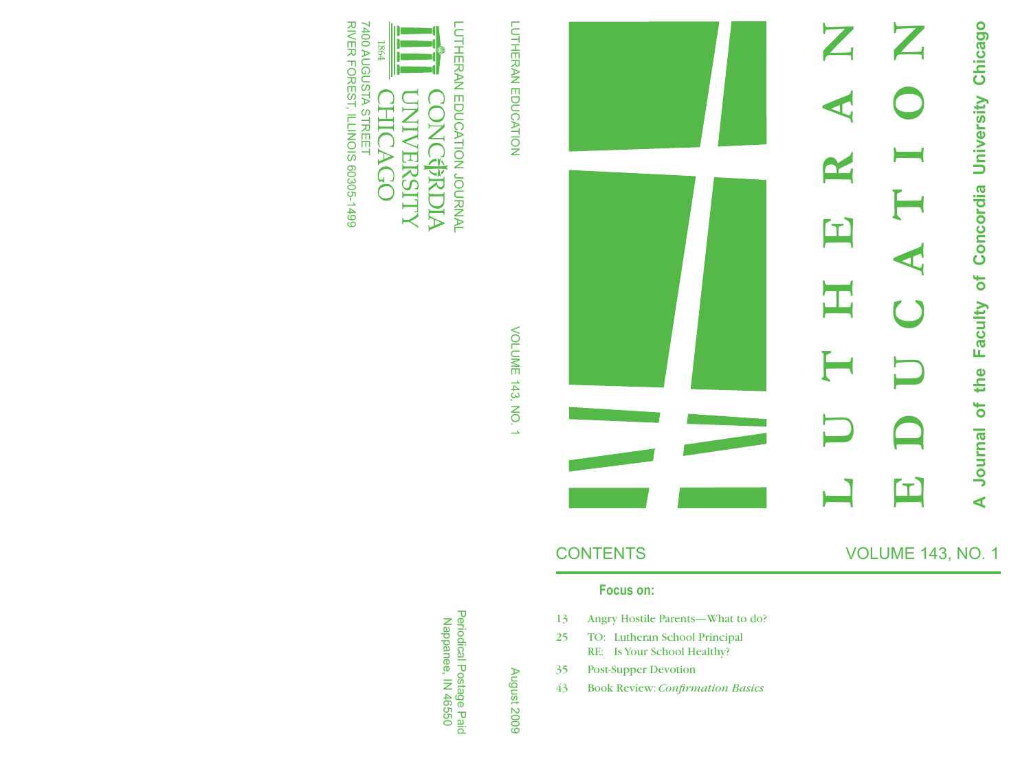LUTHERAN EDUCATION JOURNAL

CONCORDIA UNIVERSITY CHICAGO

1864

7400 AUGUSTA STREET
RIVER FOREST, ILLINOIS 60305-1499

LUTHERAN EDUCATION

VOLUME 143, NO. 1

August 2009

Periodical Postage Paid
Nappanee, IN 46550

# LUTHERAN EDUCATION

**A Journal of the Faculty of Concordia University Chicago**

## CONTENTS

VOLUME 143, NO. 1

**Focus on:**

13 Angry Hostile Parents—What to do?

25 TO: Lutheran School Principal
RE: Is Your School Healthy?

35 Post-Supper Devotion

43 Book Review: *Confirmation Basics*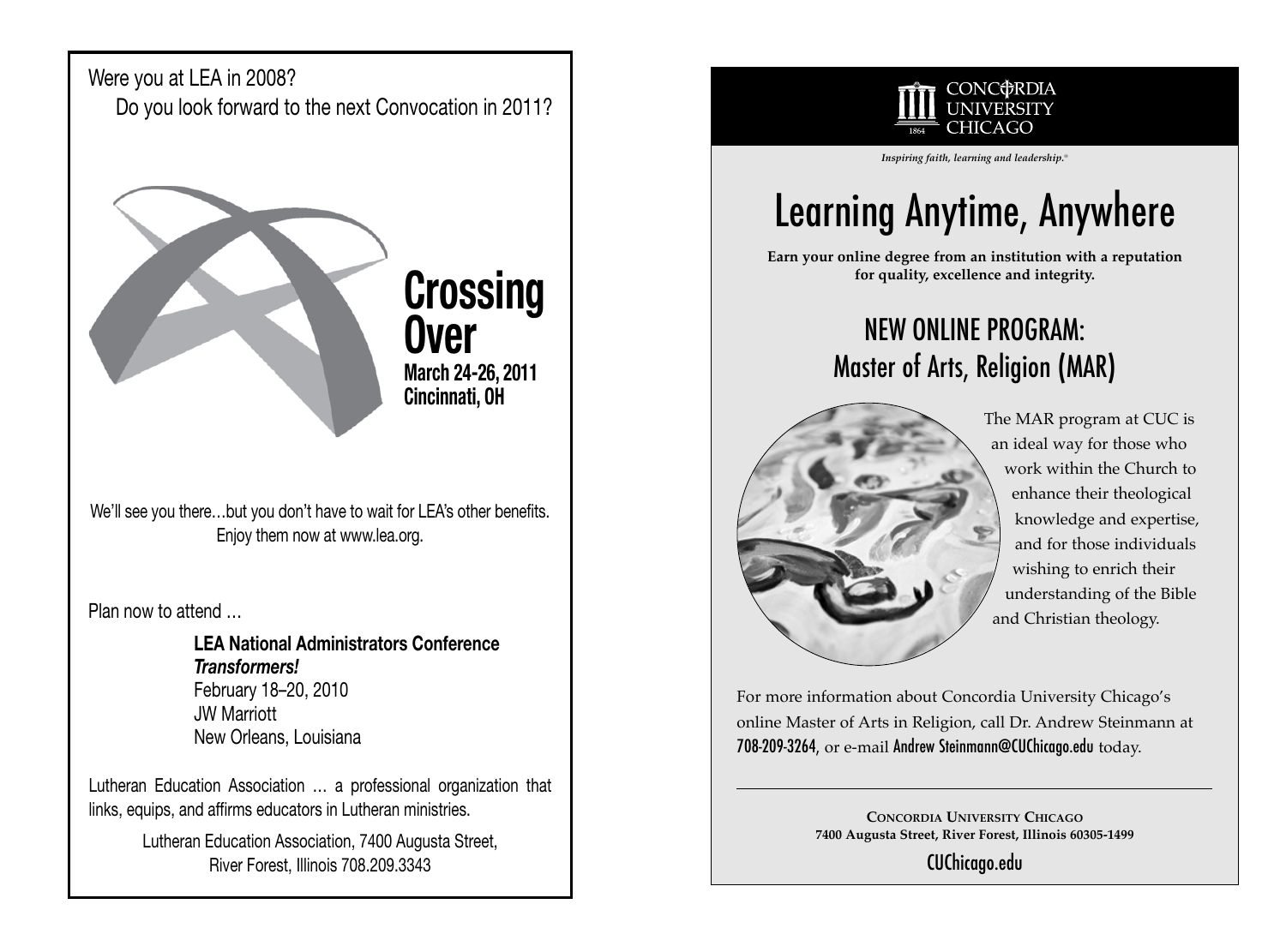Were you at LEA in 2008?

Do you look forward to the next Convocation in 2011?

## Crossing Over

**March 24-26, 2011**
**Cincinnati, OH**

We'll see you there…but you don't have to wait for LEA's other benefits. Enjoy them now at www.lea.org.

Plan now to attend …

**LEA National Administrators Conference**
***Transformers!***
February 18–20, 2010
JW Marriott
New Orleans, Louisiana

Lutheran Education Association … a professional organization that links, equips, and affirms educators in Lutheran ministries.

Lutheran Education Association, 7400 Augusta Street, River Forest, Illinois 708.209.3343

CONCORDIA UNIVERSITY CHICAGO
1864

*Inspiring faith, learning and leadership.®*

# Learning Anytime, Anywhere

**Earn your online degree from an institution with a reputation for quality, excellence and integrity.**

## NEW ONLINE PROGRAM: Master of Arts, Religion (MAR)

The MAR program at CUC is an ideal way for those who work within the Church to enhance their theological knowledge and expertise, and for those individuals wishing to enrich their understanding of the Bible and Christian theology.

For more information about Concordia University Chicago's online Master of Arts in Religion, call Dr. Andrew Steinmann at 708-209-3264, or e-mail Andrew Steinmann@CUChicago.edu today.

---

**CONCORDIA UNIVERSITY CHICAGO**
**7400 Augusta Street, River Forest, Illinois 60305-1499**

CUChicago.edu